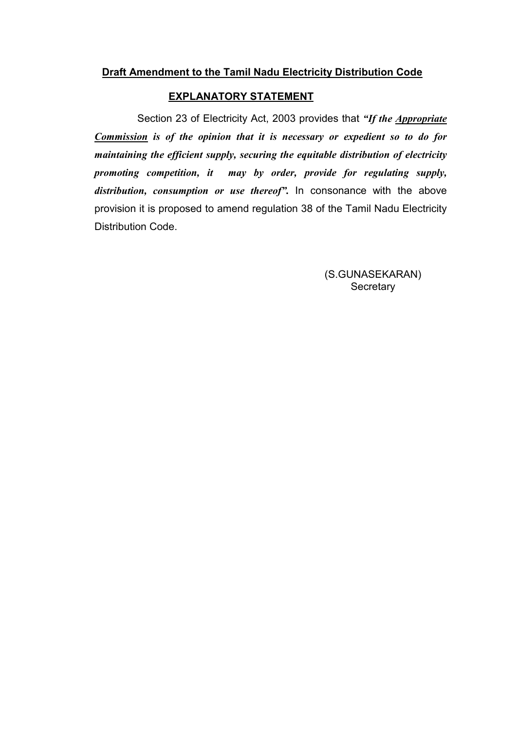**Draft Amendment to the Tamil Nadu Electricity Distribution Code**

**EXPLANATORY STATEMENT**

Section 23 of Electricity Act, 2003 provides that ***"If the Appropriate Commission is of the opinion that it is necessary or expedient so to do for maintaining the efficient supply, securing the equitable distribution of electricity promoting competition, it may by order, provide for regulating supply, distribution, consumption or use thereof".*** In consonance with the above provision it is proposed to amend regulation 38 of the Tamil Nadu Electricity Distribution Code.

(S.GUNASEKARAN)
Secretary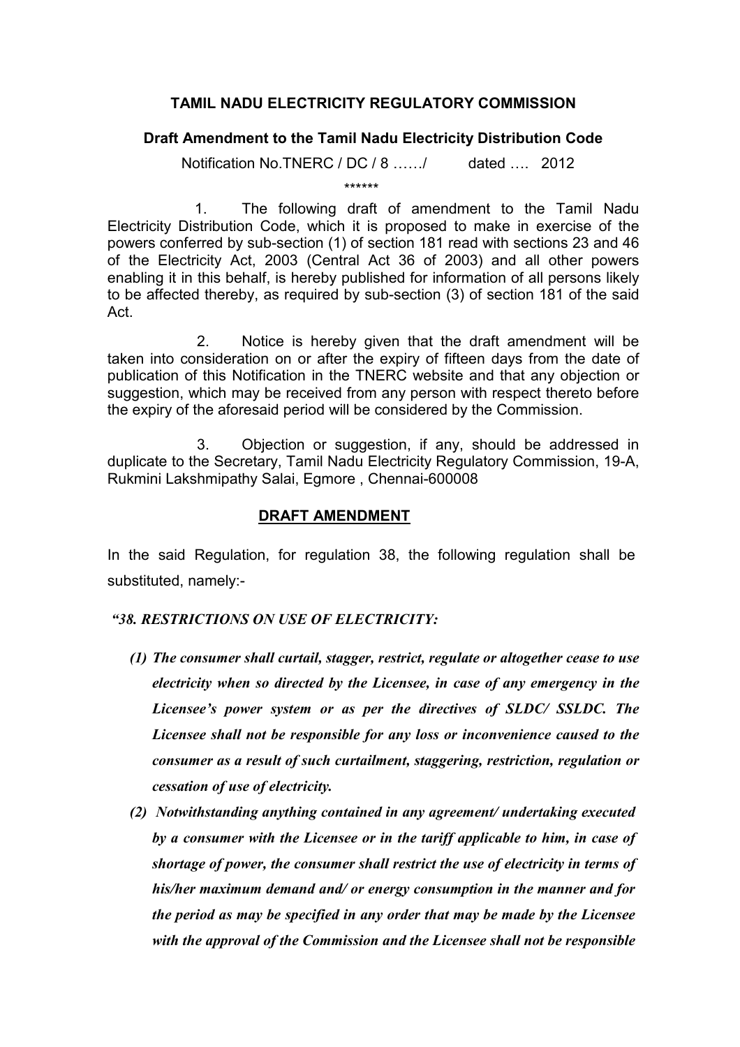**TAMIL NADU ELECTRICITY REGULATORY COMMISSION**

**Draft Amendment to the Tamil Nadu Electricity Distribution Code**

Notification No.TNERC / DC / 8 ……/ dated …. 2012

\*\*\*\*\*\*

1. The following draft of amendment to the Tamil Nadu Electricity Distribution Code, which it is proposed to make in exercise of the powers conferred by sub-section (1) of section 181 read with sections 23 and 46 of the Electricity Act, 2003 (Central Act 36 of 2003) and all other powers enabling it in this behalf, is hereby published for information of all persons likely to be affected thereby, as required by sub-section (3) of section 181 of the said Act.

2. Notice is hereby given that the draft amendment will be taken into consideration on or after the expiry of fifteen days from the date of publication of this Notification in the TNERC website and that any objection or suggestion, which may be received from any person with respect thereto before the expiry of the aforesaid period will be considered by the Commission.

3. Objection or suggestion, if any, should be addressed in duplicate to the Secretary, Tamil Nadu Electricity Regulatory Commission, 19-A, Rukmini Lakshmipathy Salai, Egmore , Chennai-600008

**DRAFT AMENDMENT**

In the said Regulation, for regulation 38, the following regulation shall be substituted, namely:-

***"38. RESTRICTIONS ON USE OF ELECTRICITY:***

***(1) The consumer shall curtail, stagger, restrict, regulate or altogether cease to use electricity when so directed by the Licensee, in case of any emergency in the Licensee's power system or as per the directives of SLDC/ SSLDC. The Licensee shall not be responsible for any loss or inconvenience caused to the consumer as a result of such curtailment, staggering, restriction, regulation or cessation of use of electricity.***

***(2) Notwithstanding anything contained in any agreement/ undertaking executed by a consumer with the Licensee or in the tariff applicable to him, in case of shortage of power, the consumer shall restrict the use of electricity in terms of his/her maximum demand and/ or energy consumption in the manner and for the period as may be specified in any order that may be made by the Licensee with the approval of the Commission and the Licensee shall not be responsible***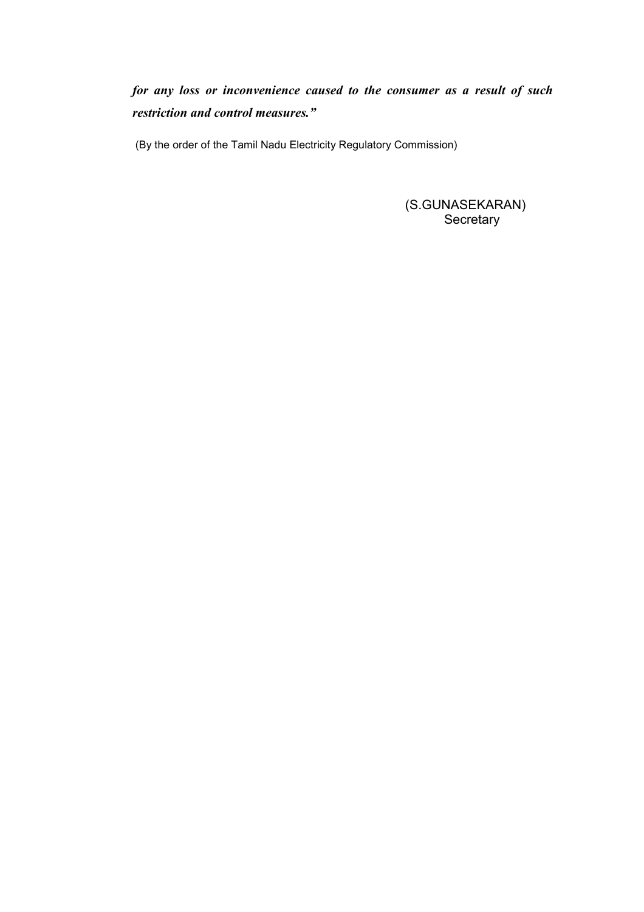***for any loss or inconvenience caused to the consumer as a result of such restriction and control measures."***

(By the order of the Tamil Nadu Electricity Regulatory Commission)

(S.GUNASEKARAN)
Secretary